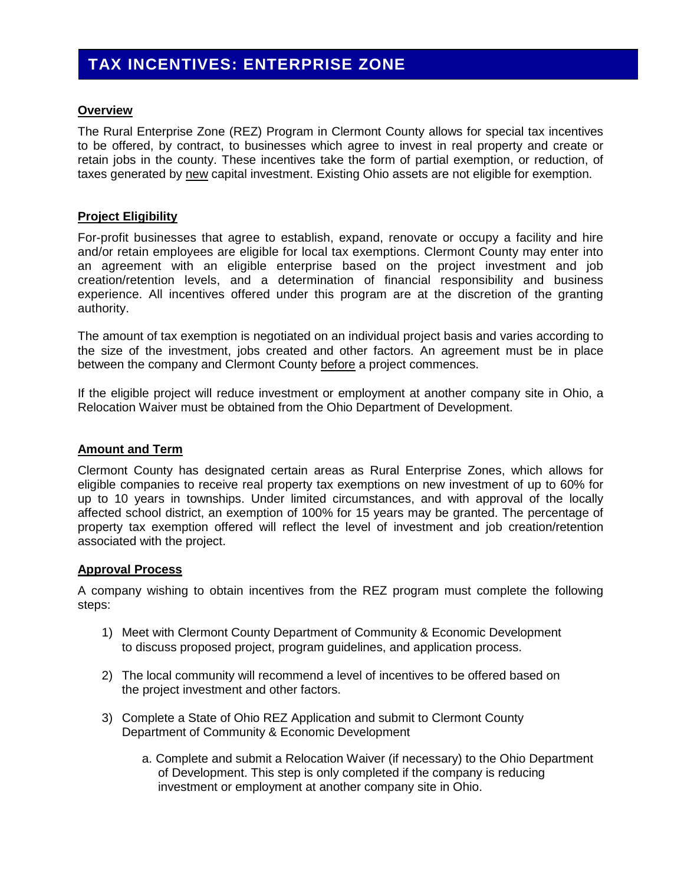# TAX INCENTIVES: ENTERPRISE ZONE

## Overview

The Rural Enterprise Zone (REZ) Program in Clermont County allows for special tax incentives to be offered, by contract, to businesses which agree to invest in real property and create or retain jobs in the county. These incentives take the form of partial exemption, or reduction, of taxes generated by new capital investment. Existing Ohio assets are not eligible for exemption.

## Project Eligibility

For-profit businesses that agree to establish, expand, renovate or occupy a facility and hire and/or retain employees are eligible for local tax exemptions. Clermont County may enter into an agreement with an eligible enterprise based on the project investment and job creation/retention levels, and a determination of financial responsibility and business experience. All incentives offered under this program are at the discretion of the granting authority.

The amount of tax exemption is negotiated on an individual project basis and varies according to the size of the investment, jobs created and other factors. An agreement must be in place between the company and Clermont County before a project commences.

If the eligible project will reduce investment or employment at another company site in Ohio, a Relocation Waiver must be obtained from the Ohio Department of Development.

## Amount and Term

Clermont County has designated certain areas as Rural Enterprise Zones, which allows for eligible companies to receive real property tax exemptions on new investment of up to 60% for up to 10 years in townships. Under limited circumstances, and with approval of the locally affected school district, an exemption of 100% for 15 years may be granted. The percentage of property tax exemption offered will reflect the level of investment and job creation/retention associated with the project.

## Approval Process

A company wishing to obtain incentives from the REZ program must complete the following steps:

1) Meet with Clermont County Department of Community & Economic Development to discuss proposed project, program guidelines, and application process.

2) The local community will recommend a level of incentives to be offered based on the project investment and other factors.

3) Complete a State of Ohio REZ Application and submit to Clermont County Department of Community & Economic Development

    a. Complete and submit a Relocation Waiver (if necessary) to the Ohio Department of Development. This step is only completed if the company is reducing investment or employment at another company site in Ohio.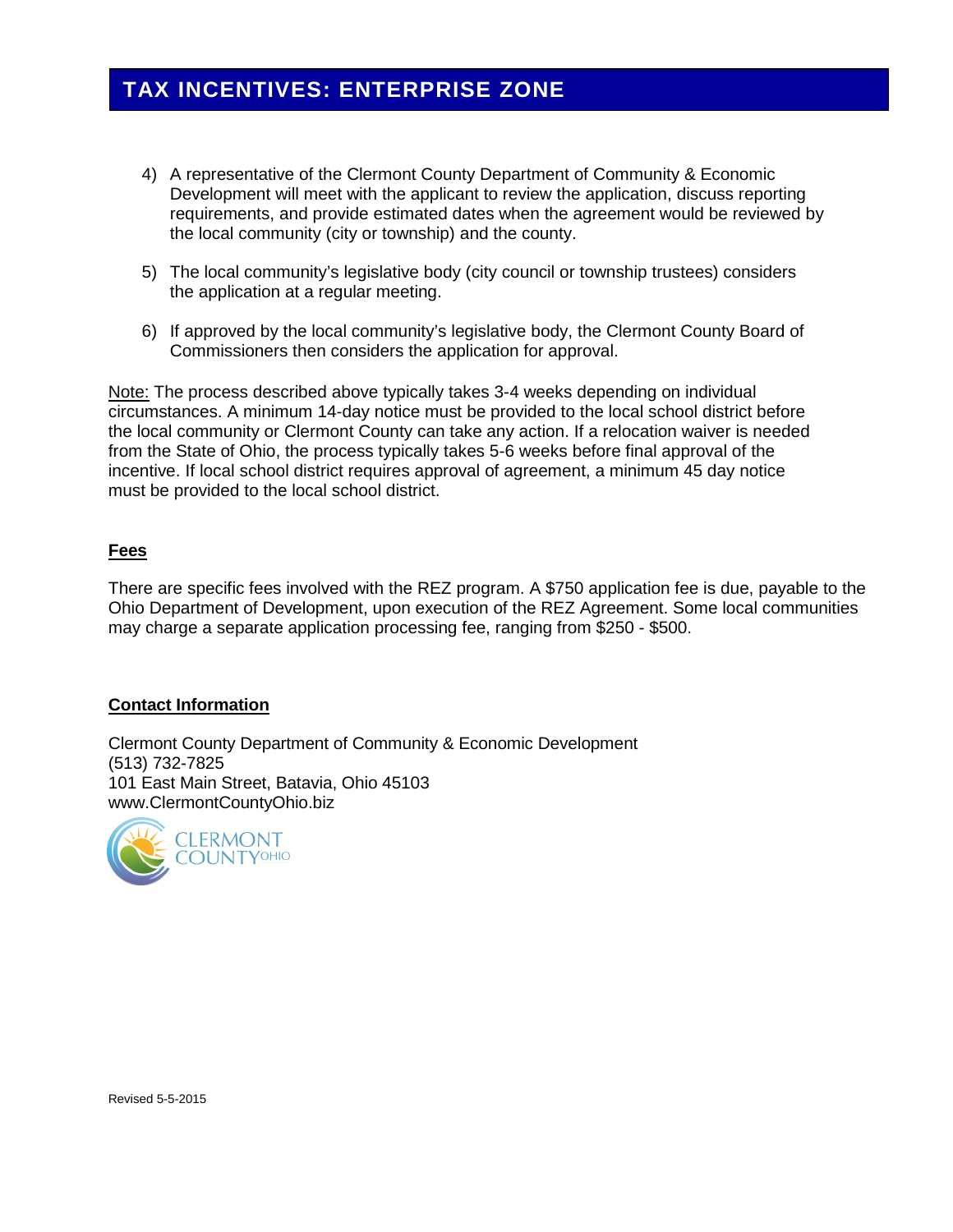# TAX INCENTIVES: ENTERPRISE ZONE

4) A representative of the Clermont County Department of Community & Economic Development will meet with the applicant to review the application, discuss reporting requirements, and provide estimated dates when the agreement would be reviewed by the local community (city or township) and the county.

5) The local community's legislative body (city council or township trustees) considers the application at a regular meeting.

6) If approved by the local community's legislative body, the Clermont County Board of Commissioners then considers the application for approval.

Note: The process described above typically takes 3-4 weeks depending on individual circumstances. A minimum 14-day notice must be provided to the local school district before the local community or Clermont County can take any action. If a relocation waiver is needed from the State of Ohio, the process typically takes 5-6 weeks before final approval of the incentive. If local school district requires approval of agreement, a minimum 45 day notice must be provided to the local school district.

**Fees**

There are specific fees involved with the REZ program. A $750 application fee is due, payable to the Ohio Department of Development, upon execution of the REZ Agreement. Some local communities may charge a separate application processing fee, ranging from $250 - $500.

**Contact Information**

Clermont County Department of Community & Economic Development
(513) 732-7825
101 East Main Street, Batavia, Ohio 45103
www.ClermontCountyOhio.biz

CLERMONT COUNTY OHIO

Revised 5-5-2015